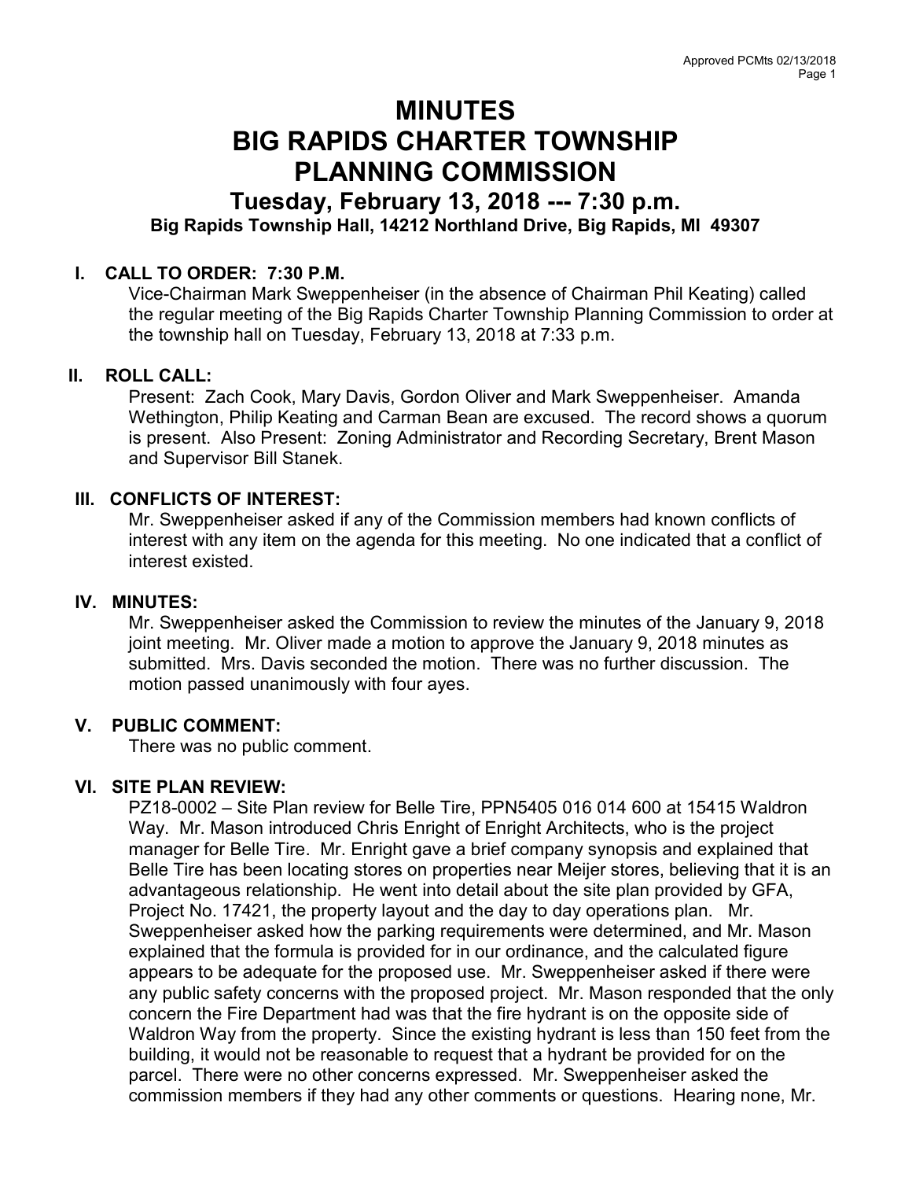# MINUTES
# BIG RAPIDS CHARTER TOWNSHIP
# PLANNING COMMISSION

## Tuesday, February 13, 2018 --- 7:30 p.m.

**Big Rapids Township Hall, 14212 Northland Drive, Big Rapids, MI 49307**

### I. CALL TO ORDER: 7:30 P.M.

Vice-Chairman Mark Sweppenheiser (in the absence of Chairman Phil Keating) called the regular meeting of the Big Rapids Charter Township Planning Commission to order at the township hall on Tuesday, February 13, 2018 at 7:33 p.m.

### II. ROLL CALL:

Present: Zach Cook, Mary Davis, Gordon Oliver and Mark Sweppenheiser. Amanda Wethington, Philip Keating and Carman Bean are excused. The record shows a quorum is present. Also Present: Zoning Administrator and Recording Secretary, Brent Mason and Supervisor Bill Stanek.

### III. CONFLICTS OF INTEREST:

Mr. Sweppenheiser asked if any of the Commission members had known conflicts of interest with any item on the agenda for this meeting. No one indicated that a conflict of interest existed.

### IV. MINUTES:

Mr. Sweppenheiser asked the Commission to review the minutes of the January 9, 2018 joint meeting. Mr. Oliver made a motion to approve the January 9, 2018 minutes as submitted. Mrs. Davis seconded the motion. There was no further discussion. The motion passed unanimously with four ayes.

### V. PUBLIC COMMENT:

There was no public comment.

### VI. SITE PLAN REVIEW:

PZ18-0002 – Site Plan review for Belle Tire, PPN5405 016 014 600 at 15415 Waldron Way. Mr. Mason introduced Chris Enright of Enright Architects, who is the project manager for Belle Tire. Mr. Enright gave a brief company synopsis and explained that Belle Tire has been locating stores on properties near Meijer stores, believing that it is an advantageous relationship. He went into detail about the site plan provided by GFA, Project No. 17421, the property layout and the day to day operations plan. Mr. Sweppenheiser asked how the parking requirements were determined, and Mr. Mason explained that the formula is provided for in our ordinance, and the calculated figure appears to be adequate for the proposed use. Mr. Sweppenheiser asked if there were any public safety concerns with the proposed project. Mr. Mason responded that the only concern the Fire Department had was that the fire hydrant is on the opposite side of Waldron Way from the property. Since the existing hydrant is less than 150 feet from the building, it would not be reasonable to request that a hydrant be provided for on the parcel. There were no other concerns expressed. Mr. Sweppenheiser asked the commission members if they had any other comments or questions. Hearing none, Mr.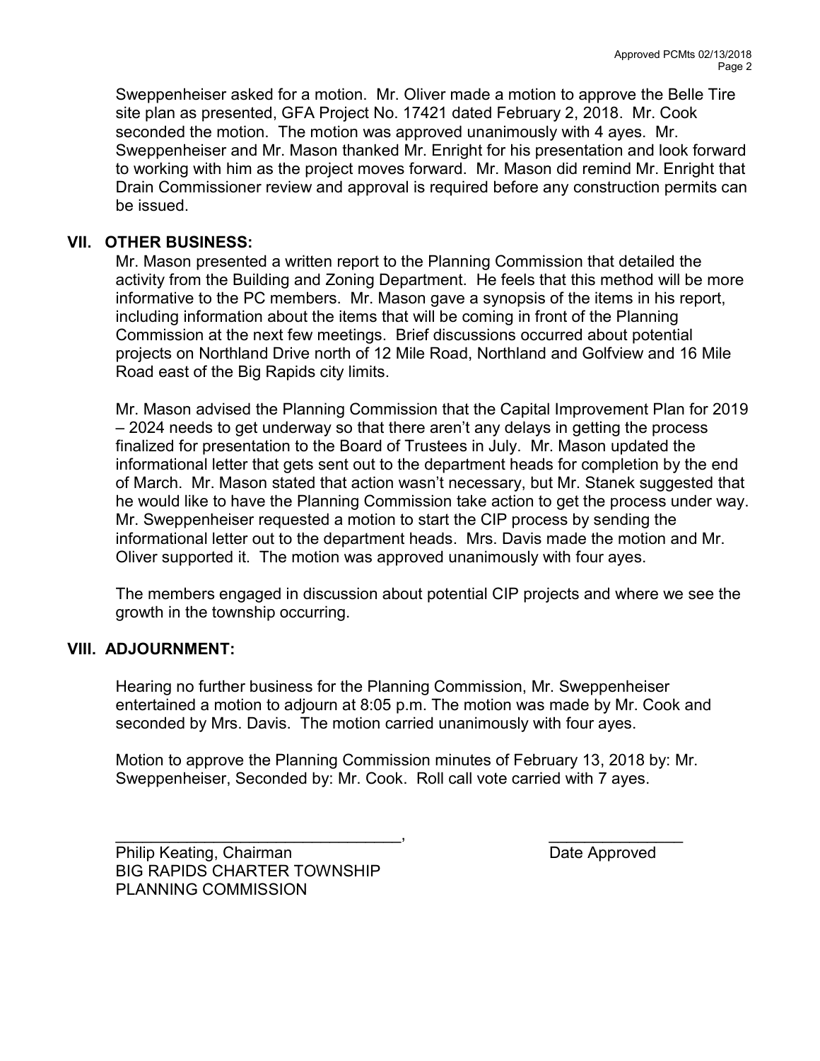Sweppenheiser asked for a motion. Mr. Oliver made a motion to approve the Belle Tire site plan as presented, GFA Project No. 17421 dated February 2, 2018. Mr. Cook seconded the motion. The motion was approved unanimously with 4 ayes. Mr. Sweppenheiser and Mr. Mason thanked Mr. Enright for his presentation and look forward to working with him as the project moves forward. Mr. Mason did remind Mr. Enright that Drain Commissioner review and approval is required before any construction permits can be issued.

## VII. OTHER BUSINESS:

Mr. Mason presented a written report to the Planning Commission that detailed the activity from the Building and Zoning Department. He feels that this method will be more informative to the PC members. Mr. Mason gave a synopsis of the items in his report, including information about the items that will be coming in front of the Planning Commission at the next few meetings. Brief discussions occurred about potential projects on Northland Drive north of 12 Mile Road, Northland and Golfview and 16 Mile Road east of the Big Rapids city limits.

Mr. Mason advised the Planning Commission that the Capital Improvement Plan for 2019 – 2024 needs to get underway so that there aren't any delays in getting the process finalized for presentation to the Board of Trustees in July. Mr. Mason updated the informational letter that gets sent out to the department heads for completion by the end of March. Mr. Mason stated that action wasn't necessary, but Mr. Stanek suggested that he would like to have the Planning Commission take action to get the process under way. Mr. Sweppenheiser requested a motion to start the CIP process by sending the informational letter out to the department heads. Mrs. Davis made the motion and Mr. Oliver supported it. The motion was approved unanimously with four ayes.

The members engaged in discussion about potential CIP projects and where we see the growth in the township occurring.

## VIII. ADJOURNMENT:

Hearing no further business for the Planning Commission, Mr. Sweppenheiser entertained a motion to adjourn at 8:05 p.m. The motion was made by Mr. Cook and seconded by Mrs. Davis. The motion carried unanimously with four ayes.

Motion to approve the Planning Commission minutes of February 13, 2018 by: Mr. Sweppenheiser, Seconded by: Mr. Cook. Roll call vote carried with 7 ayes.

\_\_\_\_\_\_\_\_\_\_\_\_\_\_\_\_\_\_\_\_\_\_\_\_\_\_\_\_\_\_\_\_\_\_, \_\_\_\_\_\_\_\_\_\_\_\_\_\_\_\_

Philip Keating, Chairman Date Approved
BIG RAPIDS CHARTER TOWNSHIP
PLANNING COMMISSION